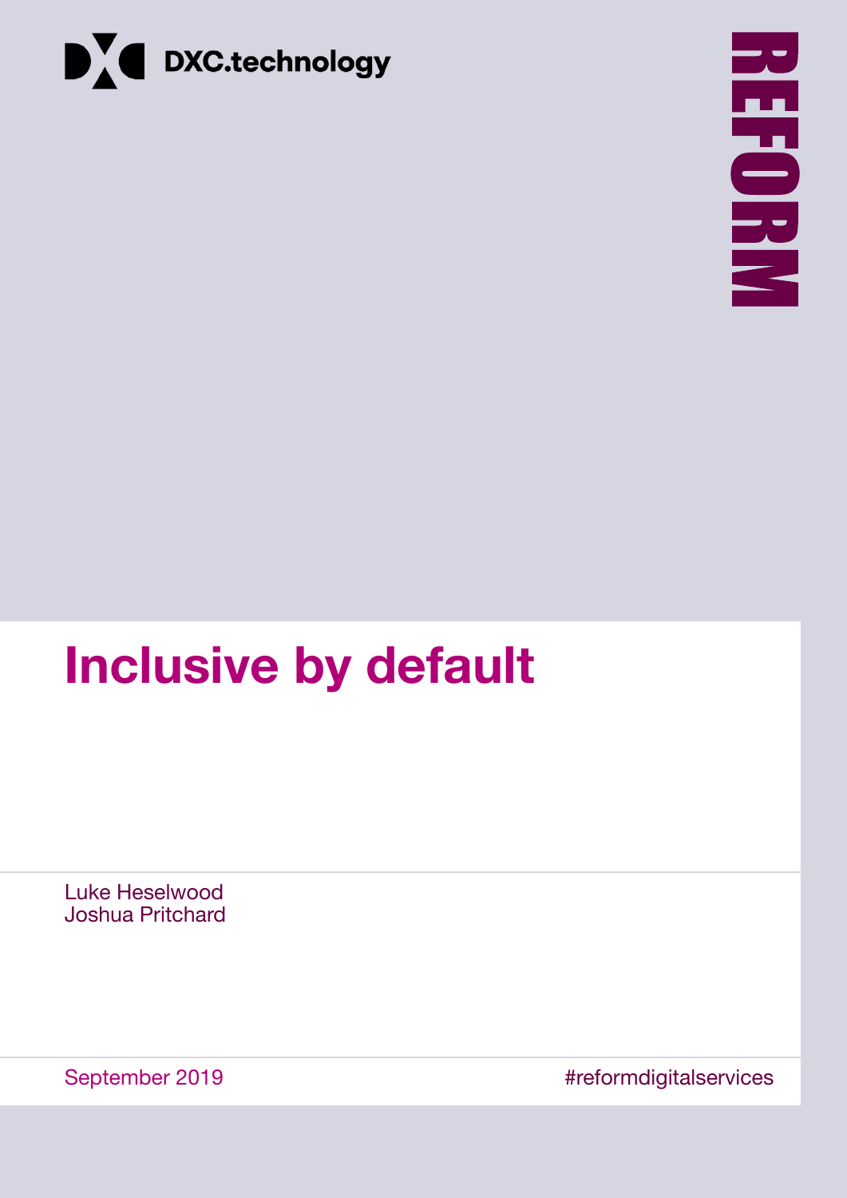DXC.technology

REFORM

# Inclusive by default

Luke Heselwood
Joshua Pritchard

September 2019

#reformdigitalservices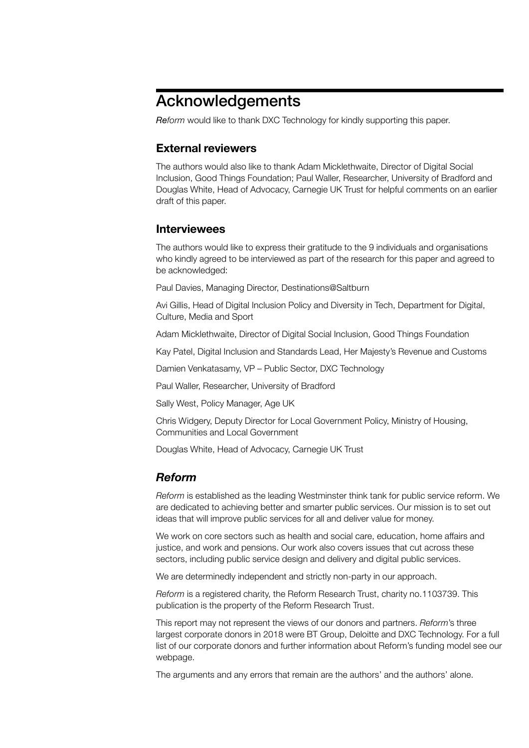# Acknowledgements

*Reform* would like to thank DXC Technology for kindly supporting this paper.

## External reviewers

The authors would also like to thank Adam Micklethwaite, Director of Digital Social Inclusion, Good Things Foundation; Paul Waller, Researcher, University of Bradford and Douglas White, Head of Advocacy, Carnegie UK Trust for helpful comments on an earlier draft of this paper.

## Interviewees

The authors would like to express their gratitude to the 9 individuals and organisations who kindly agreed to be interviewed as part of the research for this paper and agreed to be acknowledged:

Paul Davies, Managing Director, Destinations@Saltburn

Avi Gillis, Head of Digital Inclusion Policy and Diversity in Tech, Department for Digital, Culture, Media and Sport

Adam Micklethwaite, Director of Digital Social Inclusion, Good Things Foundation

Kay Patel, Digital Inclusion and Standards Lead, Her Majesty's Revenue and Customs

Damien Venkatasamy, VP – Public Sector, DXC Technology

Paul Waller, Researcher, University of Bradford

Sally West, Policy Manager, Age UK

Chris Widgery, Deputy Director for Local Government Policy, Ministry of Housing, Communities and Local Government

Douglas White, Head of Advocacy, Carnegie UK Trust

## *Reform*

*Reform* is established as the leading Westminster think tank for public service reform. We are dedicated to achieving better and smarter public services. Our mission is to set out ideas that will improve public services for all and deliver value for money.

We work on core sectors such as health and social care, education, home affairs and justice, and work and pensions. Our work also covers issues that cut across these sectors, including public service design and delivery and digital public services.

We are determinedly independent and strictly non-party in our approach.

*Reform* is a registered charity, the Reform Research Trust, charity no.1103739. This publication is the property of the Reform Research Trust.

This report may not represent the views of our donors and partners. *Reform*'s three largest corporate donors in 2018 were BT Group, Deloitte and DXC Technology. For a full list of our corporate donors and further information about Reform's funding model see our webpage.

The arguments and any errors that remain are the authors' and the authors' alone.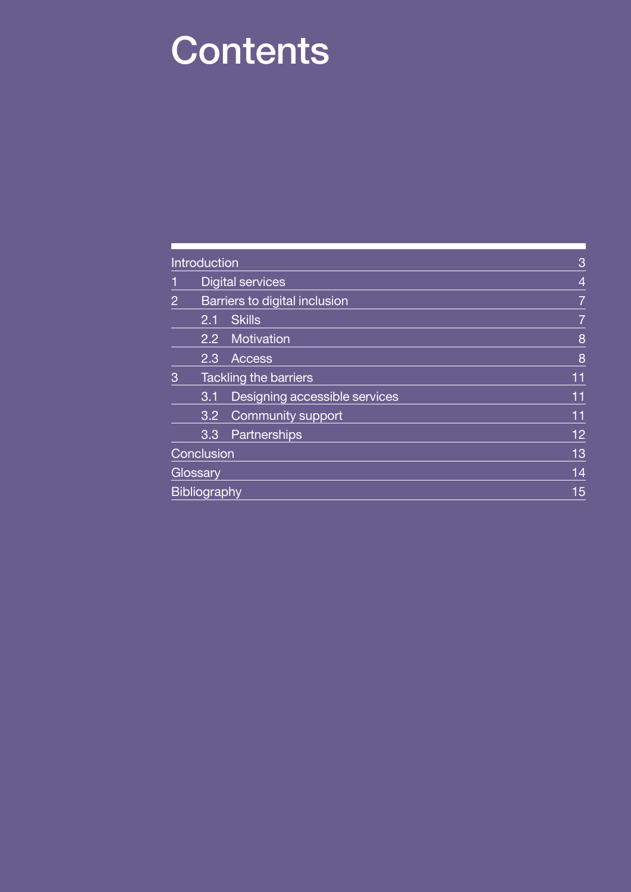# Contents

| | | |
|---|---|---|
| Introduction | | 3 |
| 1 | Digital services | 4 |
| 2 | Barriers to digital inclusion | 7 |
| | 2.1 Skills | 7 |
| | 2.2 Motivation | 8 |
| | 2.3 Access | 8 |
| 3 | Tackling the barriers | 11 |
| | 3.1 Designing accessible services | 11 |
| | 3.2 Community support | 11 |
| | 3.3 Partnerships | 12 |
| Conclusion | | 13 |
| Glossary | | 14 |
| Bibliography | | 15 |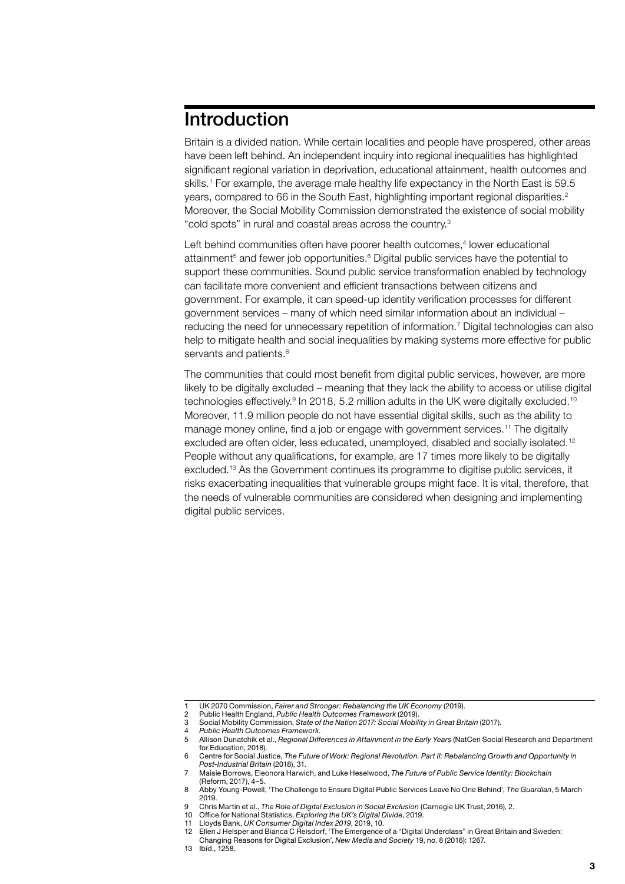# Introduction

Britain is a divided nation. While certain localities and people have prospered, other areas have been left behind. An independent inquiry into regional inequalities has highlighted significant regional variation in deprivation, educational attainment, health outcomes and skills.[1] For example, the average male healthy life expectancy in the North East is 59.5 years, compared to 66 in the South East, highlighting important regional disparities.[2] Moreover, the Social Mobility Commission demonstrated the existence of social mobility "cold spots" in rural and coastal areas across the country.[3]

Left behind communities often have poorer health outcomes,[4] lower educational attainment[5] and fewer job opportunities.[6] Digital public services have the potential to support these communities. Sound public service transformation enabled by technology can facilitate more convenient and efficient transactions between citizens and government. For example, it can speed-up identity verification processes for different government services – many of which need similar information about an individual – reducing the need for unnecessary repetition of information.[7] Digital technologies can also help to mitigate health and social inequalities by making systems more effective for public servants and patients.[8]

The communities that could most benefit from digital public services, however, are more likely to be digitally excluded – meaning that they lack the ability to access or utilise digital technologies effectively.[9] In 2018, 5.2 million adults in the UK were digitally excluded.[10] Moreover, 11.9 million people do not have essential digital skills, such as the ability to manage money online, find a job or engage with government services.[11] The digitally excluded are often older, less educated, unemployed, disabled and socially isolated.[12] People without any qualifications, for example, are 17 times more likely to be digitally excluded.[13] As the Government continues its programme to digitise public services, it risks exacerbating inequalities that vulnerable groups might face. It is vital, therefore, that the needs of vulnerable communities are considered when designing and implementing digital public services.

---

1 UK 2070 Commission, *Fairer and Stronger: Rebalancing the UK Economy* (2019).
2 Public Health England, *Public Health Outcomes Framework* (2019).
3 Social Mobility Commission, *State of the Nation 2017: Social Mobility in Great Britain* (2017).
4 *Public Health Outcomes Framework*.
5 Allison Dunatchik et al., *Regional Differences in Attainment in the Early Years* (NatCen Social Research and Department for Education, 2018).
6 Centre for Social Justice, *The Future of Work: Regional Revolution. Part II: Rebalancing Growth and Opportunity in Post-Industrial Britain* (2018), 31.
7 Maisie Borrows, Eleonora Harwich, and Luke Heselwood, *The Future of Public Service Identity: Blockchain* (Reform, 2017), 4–5.
8 Abby Young-Powell, 'The Challenge to Ensure Digital Public Services Leave No One Behind', *The Guardian*, 5 March 2019.
9 Chris Martin et al., *The Role of Digital Exclusion in Social Exclusion* (Carnegie UK Trust, 2016), 2.
10 Office for National Statistics, *Exploring the UK's Digital Divide*, 2019.
11 Lloyds Bank, *UK Consumer Digital Index 2019*, 2019, 10.
12 Ellen J Helsper and Bianca C Reisdorf, 'The Emergence of a "Digital Underclass" in Great Britain and Sweden: Changing Reasons for Digital Exclusion', *New Media and Society* 19, no. 8 (2016): 1267.
13 Ibid., 1258.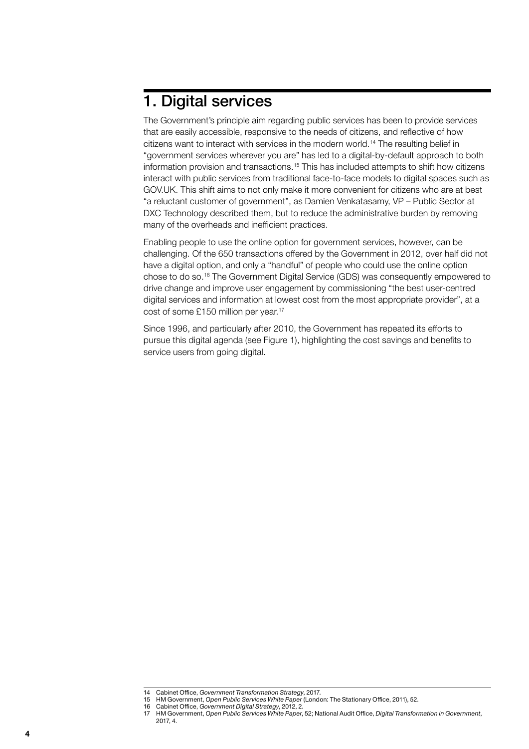# 1. Digital services

The Government's principle aim regarding public services has been to provide services that are easily accessible, responsive to the needs of citizens, and reflective of how citizens want to interact with services in the modern world.[14] The resulting belief in "government services wherever you are" has led to a digital-by-default approach to both information provision and transactions.[15] This has included attempts to shift how citizens interact with public services from traditional face-to-face models to digital spaces such as GOV.UK. This shift aims to not only make it more convenient for citizens who are at best "a reluctant customer of government", as Damien Venkatasamy, VP – Public Sector at DXC Technology described them, but to reduce the administrative burden by removing many of the overheads and inefficient practices.

Enabling people to use the online option for government services, however, can be challenging. Of the 650 transactions offered by the Government in 2012, over half did not have a digital option, and only a "handful" of people who could use the online option chose to do so.[16] The Government Digital Service (GDS) was consequently empowered to drive change and improve user engagement by commissioning "the best user-centred digital services and information at lowest cost from the most appropriate provider", at a cost of some £150 million per year.[17]

Since 1996, and particularly after 2010, the Government has repeated its efforts to pursue this digital agenda (see Figure 1), highlighting the cost savings and benefits to service users from going digital.

---

14 Cabinet Office, *Government Transformation Strategy*, 2017.
15 HM Government, *Open Public Services White Paper* (London: The Stationary Office, 2011), 52.
16 Cabinet Office, *Government Digital Strategy*, 2012, 2.
17 HM Government, *Open Public Services White Paper*, 52; National Audit Office, *Digital Transformation in Government*, 2017, 4.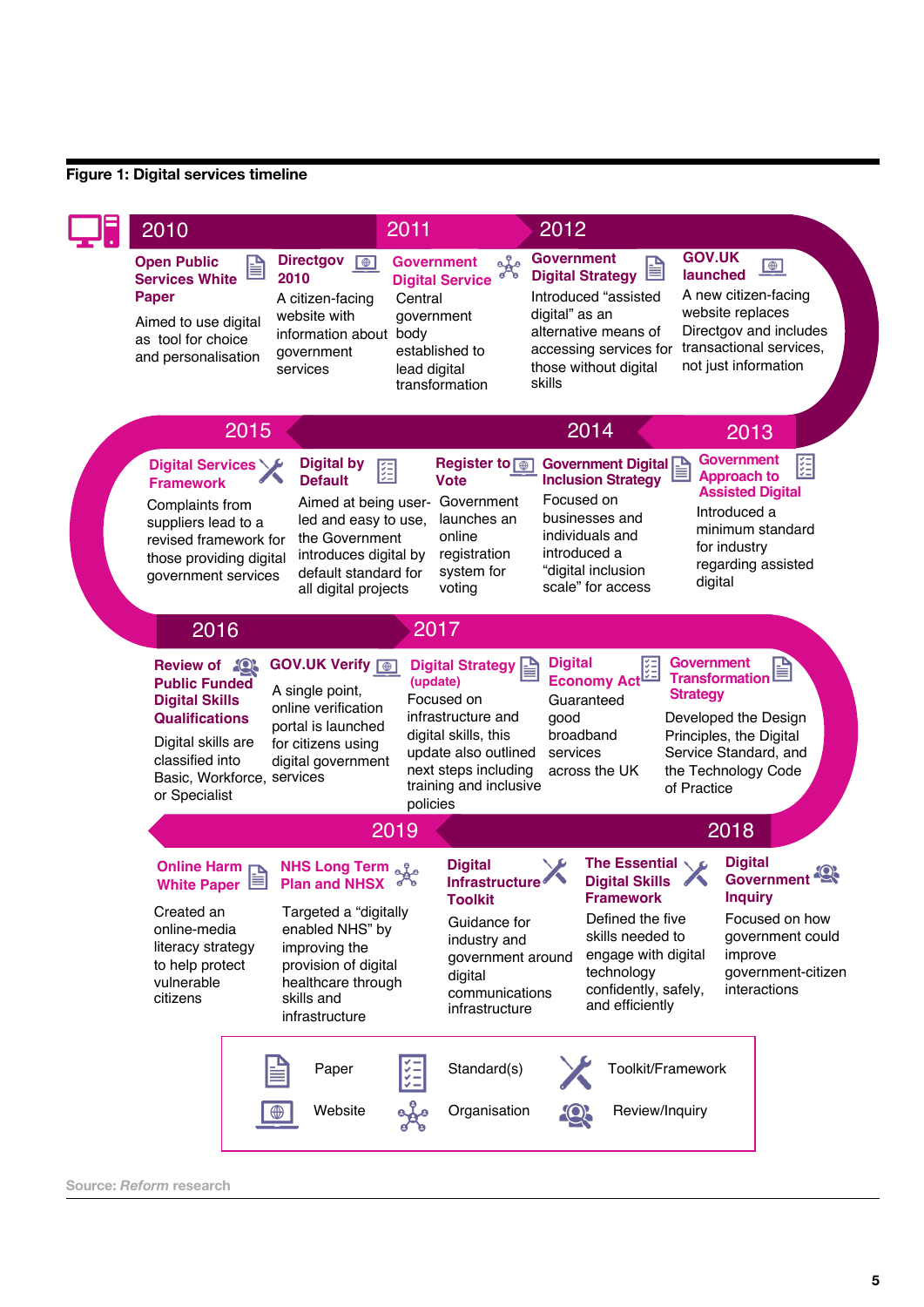**Figure 1: Digital services timeline**

## 2010

**Open Public Services White Paper**
Aimed to use digital as tool for choice and personalisation

**Directgov 2010**
A citizen-facing website with information about government services

## 2011

**Government Digital Service**
Central government body established to lead digital transformation

## 2012

**Government Digital Strategy**
Introduced "assisted digital" as an alternative means of accessing services for those without digital skills

**GOV.UK launched**
A new citizen-facing website replaces Directgov and includes transactional services, not just information

## 2013

**Government Approach to Assisted Digital**
Introduced a minimum standard for industry regarding assisted digital

## 2014

**Government Digital Inclusion Strategy**
Focused on businesses and individuals and introduced a "digital inclusion scale" for access

**Register to Vote**
Government launches an online registration system for voting

## 2015

**Digital by Default**
Aimed at being user-led and easy to use, the Government introduces digital by default standard for all digital projects

**Digital Services Framework**
Complaints from suppliers lead to a revised framework for those providing digital government services

## 2016

**Review of Public Funded Digital Skills Qualifications**
Digital skills are classified into Basic, Workforce, or Specialist

**GOV.UK Verify**
A single point, online verification portal is launched for citizens using digital government services

## 2017

**Digital Strategy (update)**
Focused on infrastructure and digital skills, this update also outlined next steps including training and inclusive policies

**Digital Economy Act**
Guaranteed good broadband services across the UK

**Government Transformation Strategy**
Developed the Design Principles, the Digital Service Standard, and the Technology Code of Practice

## 2018

**Digital Government Inquiry**
Focused on how government could improve government-citizen interactions

**The Essential Digital Skills Framework**
Defined the five skills needed to engage with digital technology confidently, safely, and efficiently

**Digital Infrastructure Toolkit**
Guidance for industry and government around digital communications infrastructure

## 2019

**NHS Long Term Plan and NHSX**
Targeted a "digitally enabled NHS" by improving the provision of digital healthcare through skills and infrastructure

**Online Harm White Paper**
Created an online-media literacy strategy to help protect vulnerable citizens

Key: Paper; Standard(s); Toolkit/Framework; Website; Organisation; Review/Inquiry

Source: *Reform* research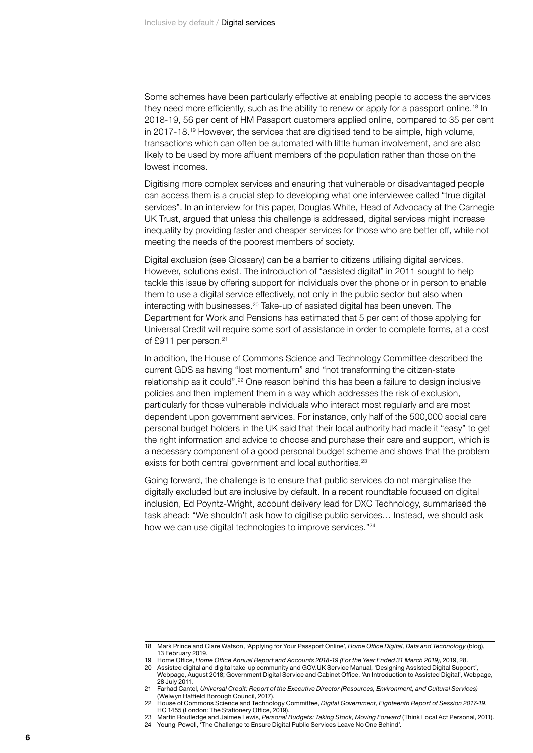Some schemes have been particularly effective at enabling people to access the services they need more efficiently, such as the ability to renew or apply for a passport online.[18] In 2018-19, 56 per cent of HM Passport customers applied online, compared to 35 per cent in 2017-18.[19] However, the services that are digitised tend to be simple, high volume, transactions which can often be automated with little human involvement, and are also likely to be used by more affluent members of the population rather than those on the lowest incomes.

Digitising more complex services and ensuring that vulnerable or disadvantaged people can access them is a crucial step to developing what one interviewee called "true digital services". In an interview for this paper, Douglas White, Head of Advocacy at the Carnegie UK Trust, argued that unless this challenge is addressed, digital services might increase inequality by providing faster and cheaper services for those who are better off, while not meeting the needs of the poorest members of society.

Digital exclusion (see Glossary) can be a barrier to citizens utilising digital services. However, solutions exist. The introduction of "assisted digital" in 2011 sought to help tackle this issue by offering support for individuals over the phone or in person to enable them to use a digital service effectively, not only in the public sector but also when interacting with businesses.[20] Take-up of assisted digital has been uneven. The Department for Work and Pensions has estimated that 5 per cent of those applying for Universal Credit will require some sort of assistance in order to complete forms, at a cost of £911 per person.[21]

In addition, the House of Commons Science and Technology Committee described the current GDS as having "lost momentum" and "not transforming the citizen-state relationship as it could".[22] One reason behind this has been a failure to design inclusive policies and then implement them in a way which addresses the risk of exclusion, particularly for those vulnerable individuals who interact most regularly and are most dependent upon government services. For instance, only half of the 500,000 social care personal budget holders in the UK said that their local authority had made it "easy" to get the right information and advice to choose and purchase their care and support, which is a necessary component of a good personal budget scheme and shows that the problem exists for both central government and local authorities.[23]

Going forward, the challenge is to ensure that public services do not marginalise the digitally excluded but are inclusive by default. In a recent roundtable focused on digital inclusion, Ed Poyntz-Wright, account delivery lead for DXC Technology, summarised the task ahead: "We shouldn't ask how to digitise public services… Instead, we should ask how we can use digital technologies to improve services."[24]

---

18 Mark Prince and Clare Watson, 'Applying for Your Passport Online', *Home Office Digital, Data and Technology* (blog), 13 February 2019.

19 Home Office, *Home Office Annual Report and Accounts 2018-19 (For the Year Ended 31 March 2019)*, 2019, 28.

20 Assisted digital and digital take-up community and GOV.UK Service Manual, 'Designing Assisted Digital Support', Webpage, August 2018; Government Digital Service and Cabinet Office, 'An Introduction to Assisted Digital', Webpage, 28 July 2011.

21 Farhad Cantel, *Universal Credit: Report of the Executive Director (Resources, Environment, and Cultural Services)* (Welwyn Hatfield Borough Council, 2017).

22 House of Commons Science and Technology Committee, *Digital Government, Eighteenth Report of Session 2017-19*, HC 1455 (London: The Stationery Office, 2019).

23 Martin Routledge and Jaimee Lewis, *Personal Budgets: Taking Stock, Moving Forward* (Think Local Act Personal, 2011).

24 Young-Powell, 'The Challenge to Ensure Digital Public Services Leave No One Behind'.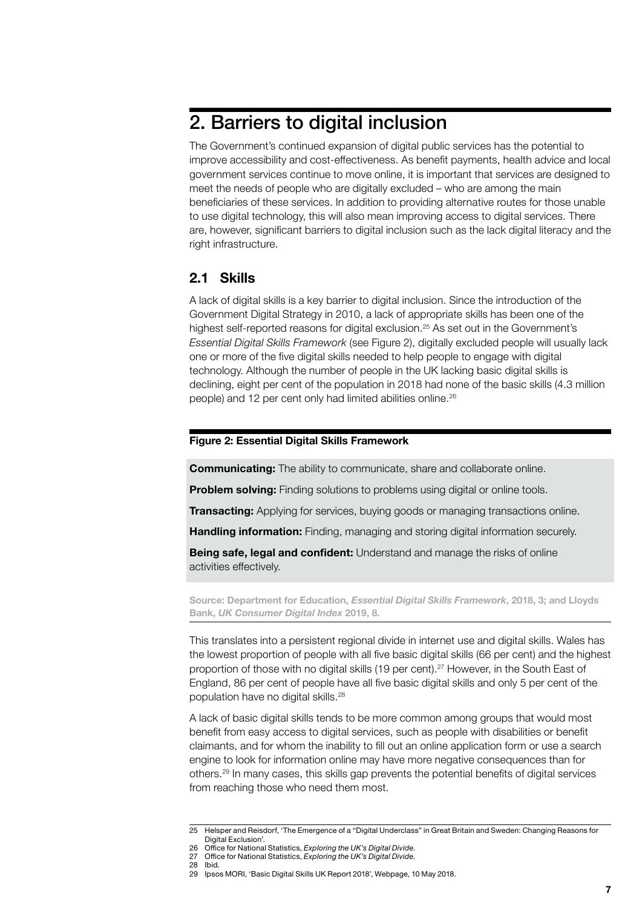## 2. Barriers to digital inclusion

The Government's continued expansion of digital public services has the potential to improve accessibility and cost-effectiveness. As benefit payments, health advice and local government services continue to move online, it is important that services are designed to meet the needs of people who are digitally excluded – who are among the main beneficiaries of these services. In addition to providing alternative routes for those unable to use digital technology, this will also mean improving access to digital services. There are, however, significant barriers to digital inclusion such as the lack digital literacy and the right infrastructure.

### 2.1 Skills

A lack of digital skills is a key barrier to digital inclusion. Since the introduction of the Government Digital Strategy in 2010, a lack of appropriate skills has been one of the highest self-reported reasons for digital exclusion.[25] As set out in the Government's *Essential Digital Skills Framework* (see Figure 2), digitally excluded people will usually lack one or more of the five digital skills needed to help people to engage with digital technology. Although the number of people in the UK lacking basic digital skills is declining, eight per cent of the population in 2018 had none of the basic skills (4.3 million people) and 12 per cent only had limited abilities online.[26]

**Figure 2: Essential Digital Skills Framework**

**Communicating:** The ability to communicate, share and collaborate online.

**Problem solving:** Finding solutions to problems using digital or online tools.

**Transacting:** Applying for services, buying goods or managing transactions online.

**Handling information:** Finding, managing and storing digital information securely.

**Being safe, legal and confident:** Understand and manage the risks of online activities effectively.

**Source: Department for Education, *Essential Digital Skills Framework*, 2018, 3; and Lloyds Bank, *UK Consumer Digital Index* 2019, 8.**

This translates into a persistent regional divide in internet use and digital skills. Wales has the lowest proportion of people with all five basic digital skills (66 per cent) and the highest proportion of those with no digital skills (19 per cent).[27] However, in the South East of England, 86 per cent of people have all five basic digital skills and only 5 per cent of the population have no digital skills.[28]

A lack of basic digital skills tends to be more common among groups that would most benefit from easy access to digital services, such as people with disabilities or benefit claimants, and for whom the inability to fill out an online application form or use a search engine to look for information online may have more negative consequences than for others.[29] In many cases, this skills gap prevents the potential benefits of digital services from reaching those who need them most.

25 Helsper and Reisdorf, 'The Emergence of a "Digital Underclass" in Great Britain and Sweden: Changing Reasons for Digital Exclusion'.
26 Office for National Statistics, *Exploring the UK's Digital Divide*.
27 Office for National Statistics, *Exploring the UK's Digital Divide*.
28 Ibid.
29 Ipsos MORI, 'Basic Digital Skills UK Report 2018', Webpage, 10 May 2018.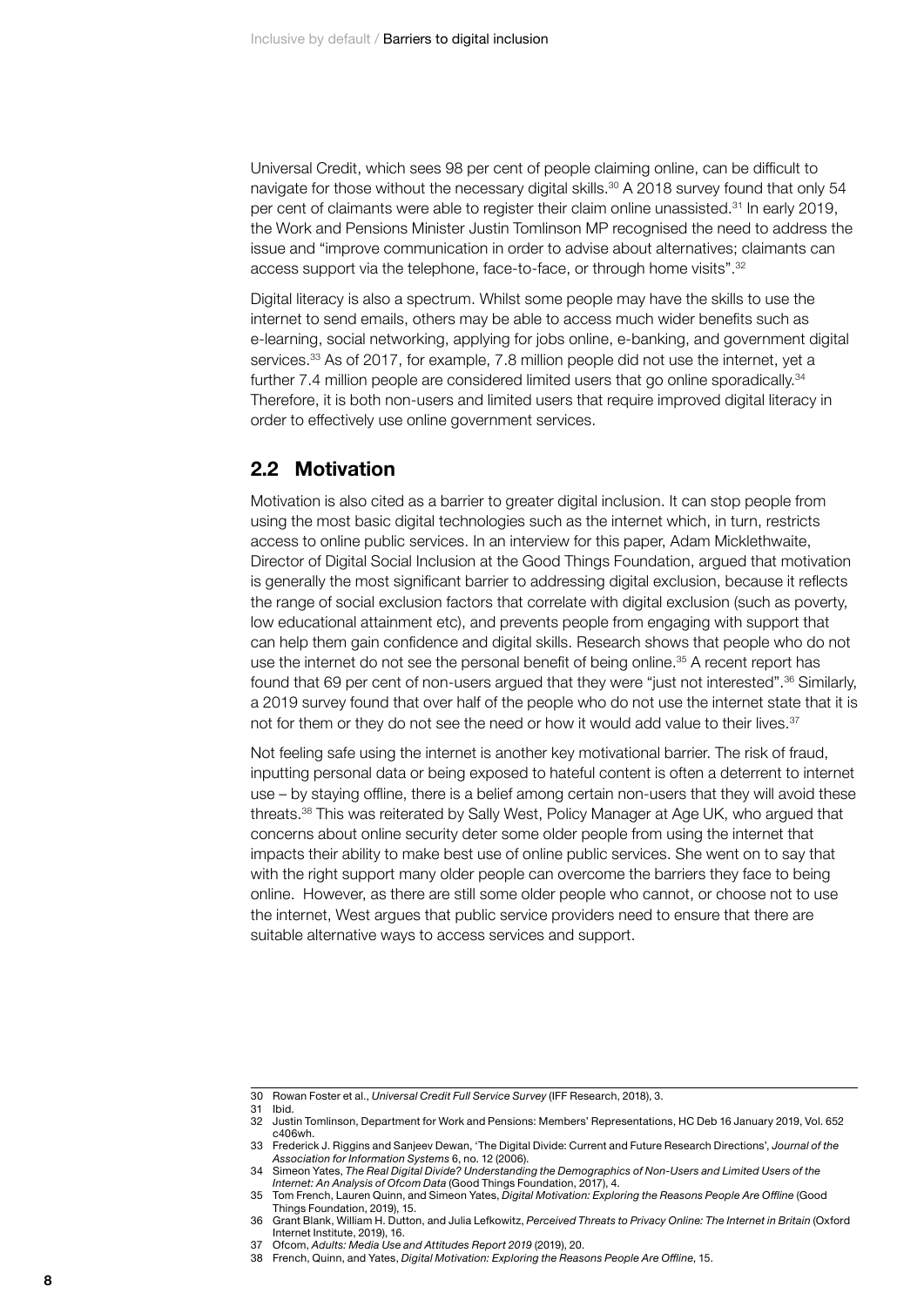Universal Credit, which sees 98 per cent of people claiming online, can be difficult to navigate for those without the necessary digital skills.[30] A 2018 survey found that only 54 per cent of claimants were able to register their claim online unassisted.[31] In early 2019, the Work and Pensions Minister Justin Tomlinson MP recognised the need to address the issue and "improve communication in order to advise about alternatives; claimants can access support via the telephone, face-to-face, or through home visits".[32]

Digital literacy is also a spectrum. Whilst some people may have the skills to use the internet to send emails, others may be able to access much wider benefits such as e-learning, social networking, applying for jobs online, e-banking, and government digital services.[33] As of 2017, for example, 7.8 million people did not use the internet, yet a further 7.4 million people are considered limited users that go online sporadically.[34] Therefore, it is both non-users and limited users that require improved digital literacy in order to effectively use online government services.

## 2.2 Motivation

Motivation is also cited as a barrier to greater digital inclusion. It can stop people from using the most basic digital technologies such as the internet which, in turn, restricts access to online public services. In an interview for this paper, Adam Micklethwaite, Director of Digital Social Inclusion at the Good Things Foundation, argued that motivation is generally the most significant barrier to addressing digital exclusion, because it reflects the range of social exclusion factors that correlate with digital exclusion (such as poverty, low educational attainment etc), and prevents people from engaging with support that can help them gain confidence and digital skills. Research shows that people who do not use the internet do not see the personal benefit of being online.[35] A recent report has found that 69 per cent of non-users argued that they were "just not interested".[36] Similarly, a 2019 survey found that over half of the people who do not use the internet state that it is not for them or they do not see the need or how it would add value to their lives.[37]

Not feeling safe using the internet is another key motivational barrier. The risk of fraud, inputting personal data or being exposed to hateful content is often a deterrent to internet use – by staying offline, there is a belief among certain non-users that they will avoid these threats.[38] This was reiterated by Sally West, Policy Manager at Age UK, who argued that concerns about online security deter some older people from using the internet that impacts their ability to make best use of online public services. She went on to say that with the right support many older people can overcome the barriers they face to being online. However, as there are still some older people who cannot, or choose not to use the internet, West argues that public service providers need to ensure that there are suitable alternative ways to access services and support.

---

30 Rowan Foster et al., *Universal Credit Full Service Survey* (IFF Research, 2018), 3.

31 Ibid.

32 Justin Tomlinson, Department for Work and Pensions: Members' Representations, HC Deb 16 January 2019, Vol. 652 c406wh.

33 Frederick J. Riggins and Sanjeev Dewan, 'The Digital Divide: Current and Future Research Directions', *Journal of the Association for Information Systems* 6, no. 12 (2006).

34 Simeon Yates, *The Real Digital Divide? Understanding the Demographics of Non-Users and Limited Users of the Internet: An Analysis of Ofcom Data* (Good Things Foundation, 2017), 4.

35 Tom French, Lauren Quinn, and Simeon Yates, *Digital Motivation: Exploring the Reasons People Are Offline* (Good Things Foundation, 2019), 15.

36 Grant Blank, William H. Dutton, and Julia Lefkowitz, *Perceived Threats to Privacy Online: The Internet in Britain* (Oxford Internet Institute, 2019), 16.

37 Ofcom, *Adults: Media Use and Attitudes Report 2019* (2019), 20.

38 French, Quinn, and Yates, *Digital Motivation: Exploring the Reasons People Are Offline*, 15.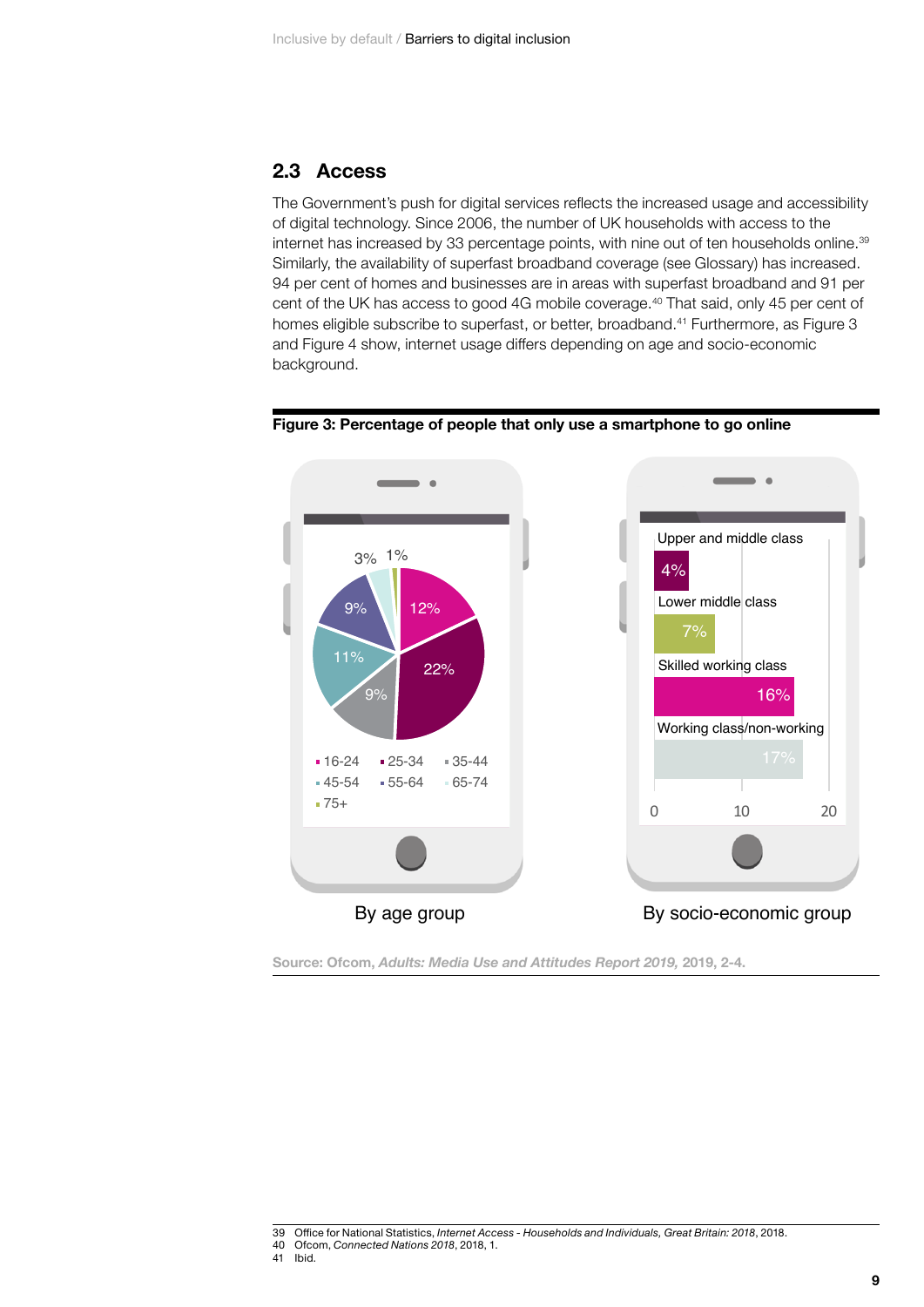## 2.3 Access

The Government's push for digital services reflects the increased usage and accessibility of digital technology. Since 2006, the number of UK households with access to the internet has increased by 33 percentage points, with nine out of ten households online.[39] Similarly, the availability of superfast broadband coverage (see Glossary) has increased. 94 per cent of homes and businesses are in areas with superfast broadband and 91 per cent of the UK has access to good 4G mobile coverage.[40] That said, only 45 per cent of homes eligible subscribe to superfast, or better, broadband.[41] Furthermore, as Figure 3 and Figure 4 show, internet usage differs depending on age and socio-economic background.

**Figure 3: Percentage of people that only use a smartphone to go online**

**By age group**

| Age group | Percentage |
|---|---|
| 16-24 | 12% |
| 25-34 | 22% |
| 35-44 | 9% |
| 45-54 | 11% |
| 55-64 | 9% |
| 65-74 | 3% |
| 75+ | 1% |

**By socio-economic group**

| Socio-economic group | Percentage |
|---|---|
| Upper and middle class | 4% |
| Lower middle class | 7% |
| Skilled working class | 16% |
| Working class/non-working | 17% |

Source: Ofcom, *Adults: Media Use and Attitudes Report 2019*, 2019, 2-4.

39 Office for National Statistics, *Internet Access - Households and Individuals, Great Britain: 2018*, 2018.
40 Ofcom, *Connected Nations 2018*, 2018, 1.
41 Ibid.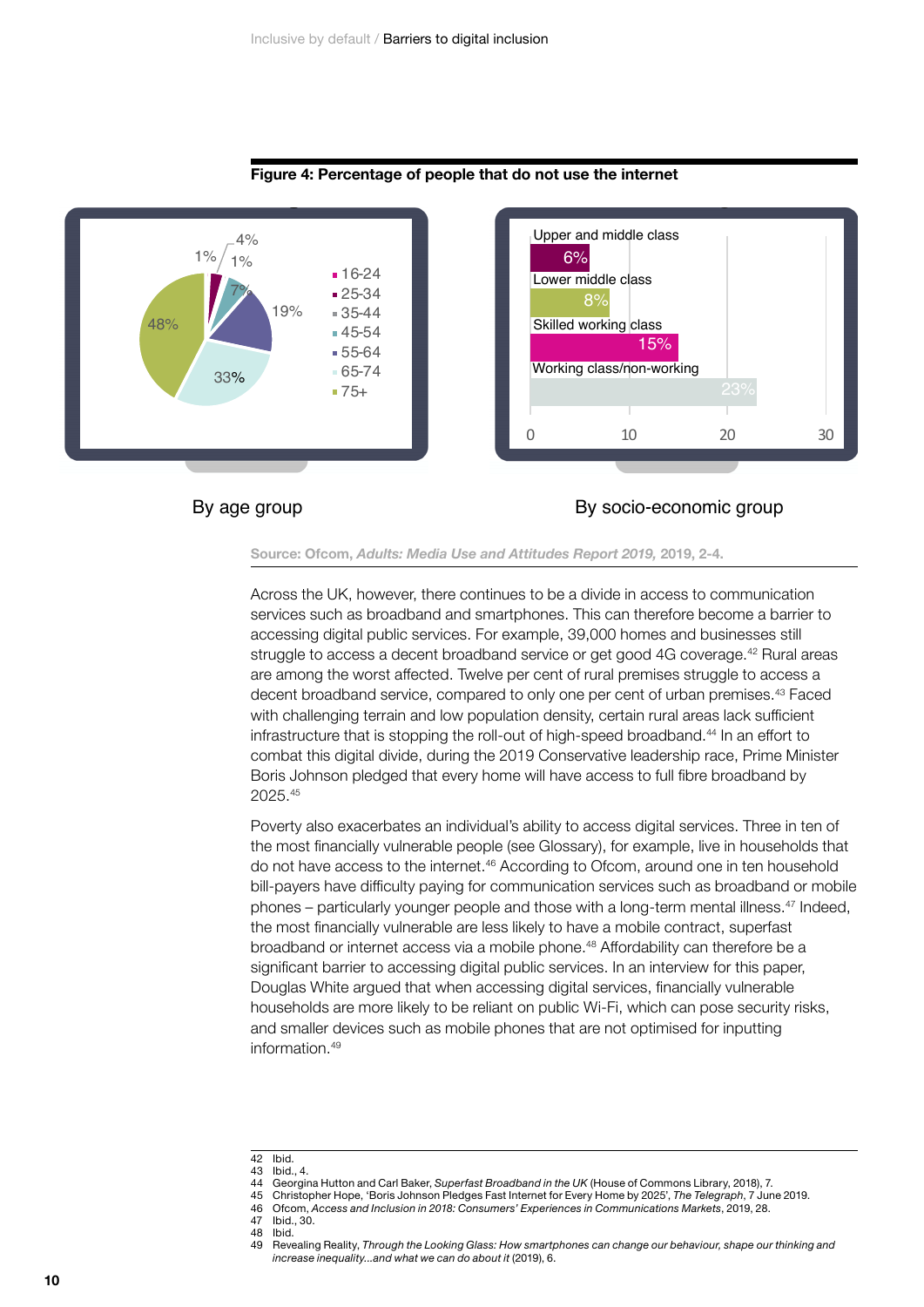**Figure 4: Percentage of people that do not use the internet**

By age group

| Age group | % |
|---|---|
| 16-24 | 1% |
| 25-34 | 4% |
| 35-44 | 1% |
| 45-54 | 7% |
| 55-64 | 19% |
| 65-74 | 33% |
| 75+ | 48% |

By socio-economic group

| Socio-economic group | % |
|---|---|
| Upper and middle class | 6% |
| Lower middle class | 8% |
| Skilled working class | 15% |
| Working class/non-working | 23% |

Source: Ofcom, *Adults: Media Use and Attitudes Report 2019*, 2019, 2-4.

Across the UK, however, there continues to be a divide in access to communication services such as broadband and smartphones. This can therefore become a barrier to accessing digital public services. For example, 39,000 homes and businesses still struggle to access a decent broadband service or get good 4G coverage.[42] Rural areas are among the worst affected. Twelve per cent of rural premises struggle to access a decent broadband service, compared to only one per cent of urban premises.[43] Faced with challenging terrain and low population density, certain rural areas lack sufficient infrastructure that is stopping the roll-out of high-speed broadband.[44] In an effort to combat this digital divide, during the 2019 Conservative leadership race, Prime Minister Boris Johnson pledged that every home will have access to full fibre broadband by 2025.[45]

Poverty also exacerbates an individual's ability to access digital services. Three in ten of the most financially vulnerable people (see Glossary), for example, live in households that do not have access to the internet.[46] According to Ofcom, around one in ten household bill-payers have difficulty paying for communication services such as broadband or mobile phones – particularly younger people and those with a long-term mental illness.[47] Indeed, the most financially vulnerable are less likely to have a mobile contract, superfast broadband or internet access via a mobile phone.[48] Affordability can therefore be a significant barrier to accessing digital public services. In an interview for this paper, Douglas White argued that when accessing digital services, financially vulnerable households are more likely to be reliant on public Wi-Fi, which can pose security risks, and smaller devices such as mobile phones that are not optimised for inputting information.[49]

---

42 Ibid.
43 Ibid., 4.
44 Georgina Hutton and Carl Baker, *Superfast Broadband in the UK* (House of Commons Library, 2018), 7.
45 Christopher Hope, 'Boris Johnson Pledges Fast Internet for Every Home by 2025', *The Telegraph*, 7 June 2019.
46 Ofcom, *Access and Inclusion in 2018: Consumers' Experiences in Communications Markets*, 2019, 28.
47 Ibid., 30.
48 Ibid.
49 Revealing Reality, *Through the Looking Glass: How smartphones can change our behaviour, shape our thinking and increase inequality...and what we can do about it* (2019), 6.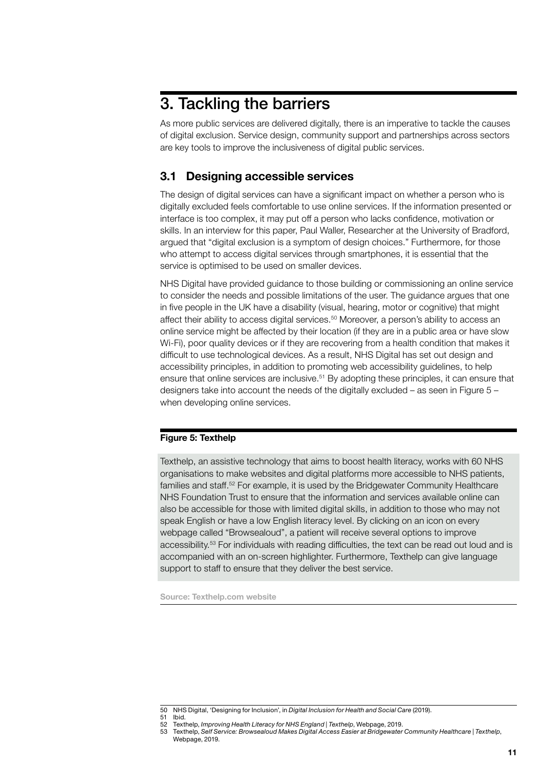# 3. Tackling the barriers

As more public services are delivered digitally, there is an imperative to tackle the causes of digital exclusion. Service design, community support and partnerships across sectors are key tools to improve the inclusiveness of digital public services.

## 3.1 Designing accessible services

The design of digital services can have a significant impact on whether a person who is digitally excluded feels comfortable to use online services. If the information presented or interface is too complex, it may put off a person who lacks confidence, motivation or skills. In an interview for this paper, Paul Waller, Researcher at the University of Bradford, argued that "digital exclusion is a symptom of design choices." Furthermore, for those who attempt to access digital services through smartphones, it is essential that the service is optimised to be used on smaller devices.

NHS Digital have provided guidance to those building or commissioning an online service to consider the needs and possible limitations of the user. The guidance argues that one in five people in the UK have a disability (visual, hearing, motor or cognitive) that might affect their ability to access digital services.[50] Moreover, a person's ability to access an online service might be affected by their location (if they are in a public area or have slow Wi-Fi), poor quality devices or if they are recovering from a health condition that makes it difficult to use technological devices. As a result, NHS Digital has set out design and accessibility principles, in addition to promoting web accessibility guidelines, to help ensure that online services are inclusive.[51] By adopting these principles, it can ensure that designers take into account the needs of the digitally excluded – as seen in Figure 5 – when developing online services.

**Figure 5: Texthelp**

Texthelp, an assistive technology that aims to boost health literacy, works with 60 NHS organisations to make websites and digital platforms more accessible to NHS patients, families and staff.[52] For example, it is used by the Bridgewater Community Healthcare NHS Foundation Trust to ensure that the information and services available online can also be accessible for those with limited digital skills, in addition to those who may not speak English or have a low English literacy level. By clicking on an icon on every webpage called "Browsealoud", a patient will receive several options to improve accessibility.[53] For individuals with reading difficulties, the text can be read out loud and is accompanied with an on-screen highlighter. Furthermore, Texthelp can give language support to staff to ensure that they deliver the best service.

**Source: Texthelp.com website**

---

50 NHS Digital, 'Designing for Inclusion', in *Digital Inclusion for Health and Social Care* (2019).

51 Ibid.

52 Texthelp, *Improving Health Literacy for NHS England | Texthelp*, Webpage, 2019.

53 Texthelp, *Self Service: Browsealoud Makes Digital Access Easier at Bridgewater Community Healthcare | Texthelp*, Webpage, 2019.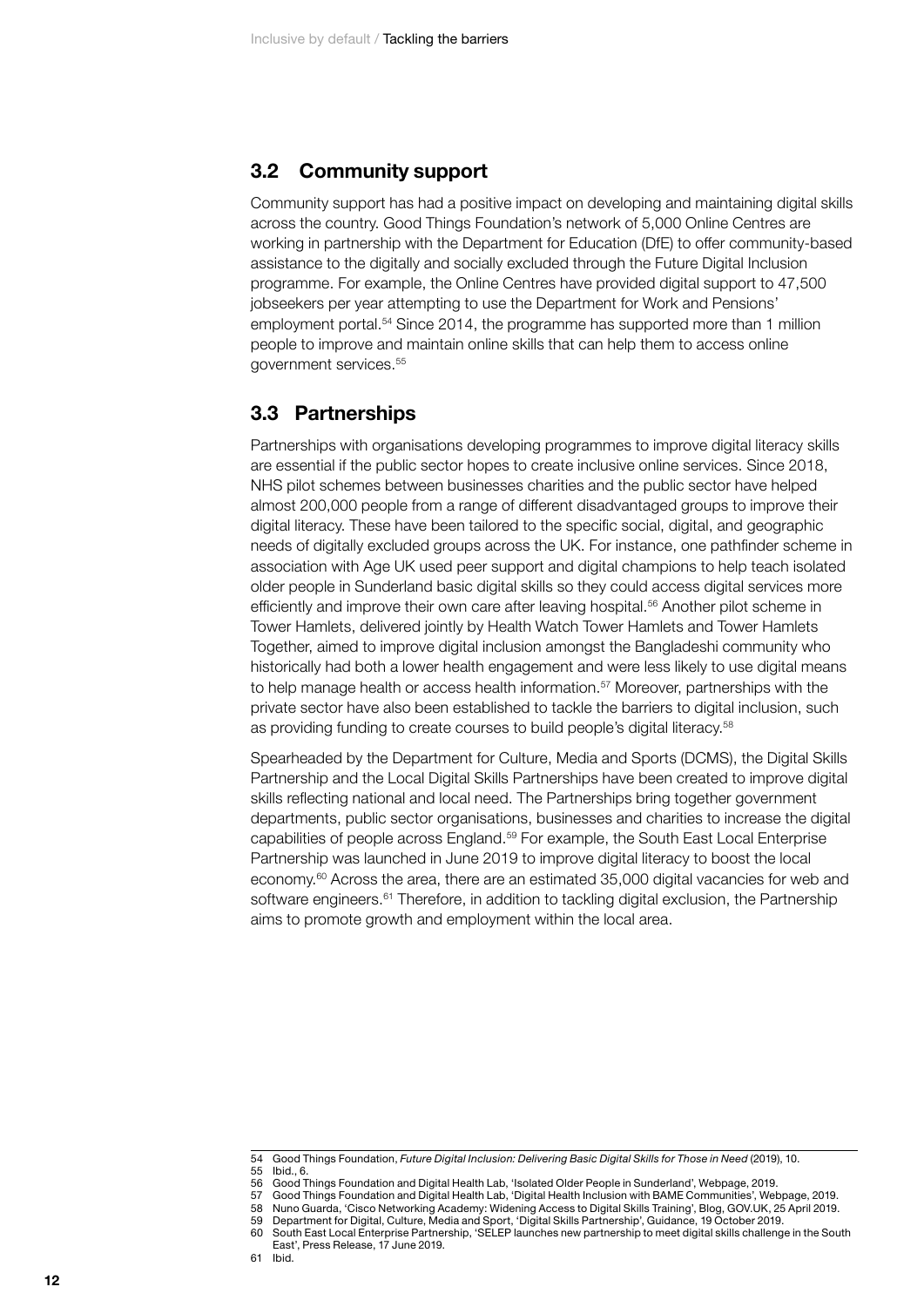## 3.2 Community support

Community support has had a positive impact on developing and maintaining digital skills across the country. Good Things Foundation's network of 5,000 Online Centres are working in partnership with the Department for Education (DfE) to offer community-based assistance to the digitally and socially excluded through the Future Digital Inclusion programme. For example, the Online Centres have provided digital support to 47,500 jobseekers per year attempting to use the Department for Work and Pensions' employment portal.[54] Since 2014, the programme has supported more than 1 million people to improve and maintain online skills that can help them to access online government services.[55]

## 3.3 Partnerships

Partnerships with organisations developing programmes to improve digital literacy skills are essential if the public sector hopes to create inclusive online services. Since 2018, NHS pilot schemes between businesses charities and the public sector have helped almost 200,000 people from a range of different disadvantaged groups to improve their digital literacy. These have been tailored to the specific social, digital, and geographic needs of digitally excluded groups across the UK. For instance, one pathfinder scheme in association with Age UK used peer support and digital champions to help teach isolated older people in Sunderland basic digital skills so they could access digital services more efficiently and improve their own care after leaving hospital.[56] Another pilot scheme in Tower Hamlets, delivered jointly by Health Watch Tower Hamlets and Tower Hamlets Together, aimed to improve digital inclusion amongst the Bangladeshi community who historically had both a lower health engagement and were less likely to use digital means to help manage health or access health information.[57] Moreover, partnerships with the private sector have also been established to tackle the barriers to digital inclusion, such as providing funding to create courses to build people's digital literacy.[58]

Spearheaded by the Department for Culture, Media and Sports (DCMS), the Digital Skills Partnership and the Local Digital Skills Partnerships have been created to improve digital skills reflecting national and local need. The Partnerships bring together government departments, public sector organisations, businesses and charities to increase the digital capabilities of people across England.[59] For example, the South East Local Enterprise Partnership was launched in June 2019 to improve digital literacy to boost the local economy.[60] Across the area, there are an estimated 35,000 digital vacancies for web and software engineers.[61] Therefore, in addition to tackling digital exclusion, the Partnership aims to promote growth and employment within the local area.

---

54 Good Things Foundation, *Future Digital Inclusion: Delivering Basic Digital Skills for Those in Need* (2019), 10.
55 Ibid., 6.
56 Good Things Foundation and Digital Health Lab, 'Isolated Older People in Sunderland', Webpage, 2019.
57 Good Things Foundation and Digital Health Lab, 'Digital Health Inclusion with BAME Communities', Webpage, 2019.
58 Nuno Guarda, 'Cisco Networking Academy: Widening Access to Digital Skills Training', Blog, GOV.UK, 25 April 2019.
59 Department for Digital, Culture, Media and Sport, 'Digital Skills Partnership', Guidance, 19 October 2019.
60 South East Local Enterprise Partnership, 'SELEP launches new partnership to meet digital skills challenge in the South East', Press Release, 17 June 2019.
61 Ibid.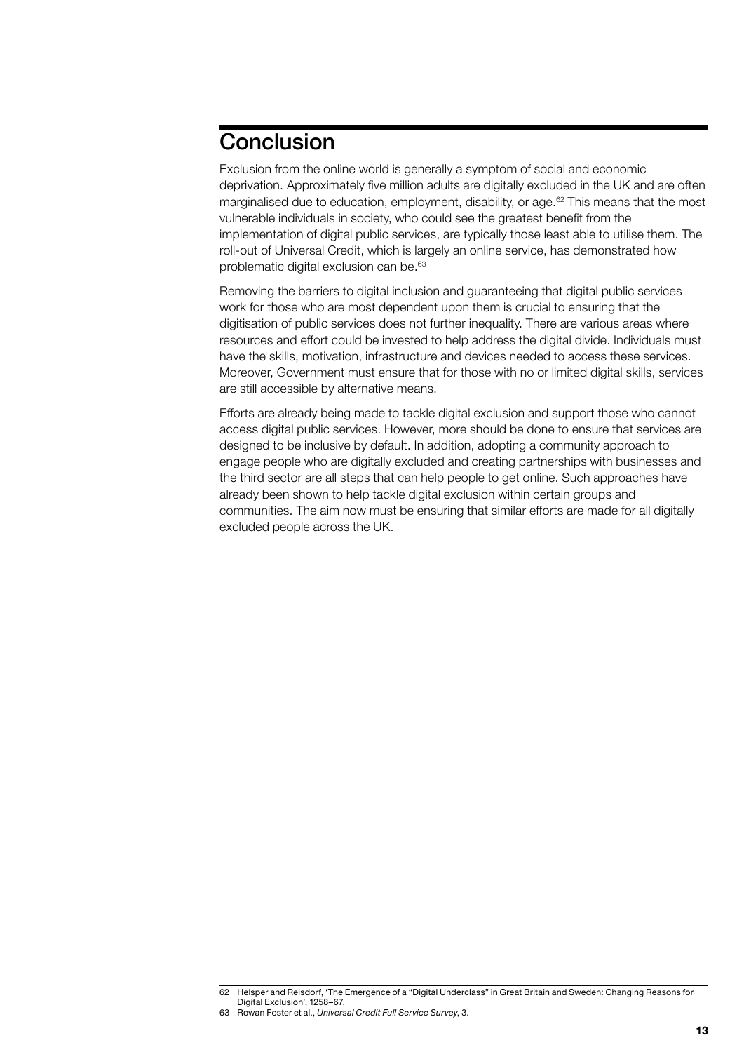## Conclusion

Exclusion from the online world is generally a symptom of social and economic deprivation. Approximately five million adults are digitally excluded in the UK and are often marginalised due to education, employment, disability, or age.[62] This means that the most vulnerable individuals in society, who could see the greatest benefit from the implementation of digital public services, are typically those least able to utilise them. The roll-out of Universal Credit, which is largely an online service, has demonstrated how problematic digital exclusion can be.[63]

Removing the barriers to digital inclusion and guaranteeing that digital public services work for those who are most dependent upon them is crucial to ensuring that the digitisation of public services does not further inequality. There are various areas where resources and effort could be invested to help address the digital divide. Individuals must have the skills, motivation, infrastructure and devices needed to access these services. Moreover, Government must ensure that for those with no or limited digital skills, services are still accessible by alternative means.

Efforts are already being made to tackle digital exclusion and support those who cannot access digital public services. However, more should be done to ensure that services are designed to be inclusive by default. In addition, adopting a community approach to engage people who are digitally excluded and creating partnerships with businesses and the third sector are all steps that can help people to get online. Such approaches have already been shown to help tackle digital exclusion within certain groups and communities. The aim now must be ensuring that similar efforts are made for all digitally excluded people across the UK.

62 Helsper and Reisdorf, 'The Emergence of a "Digital Underclass" in Great Britain and Sweden: Changing Reasons for Digital Exclusion', 1258–67.

63 Rowan Foster et al., *Universal Credit Full Service Survey*, 3.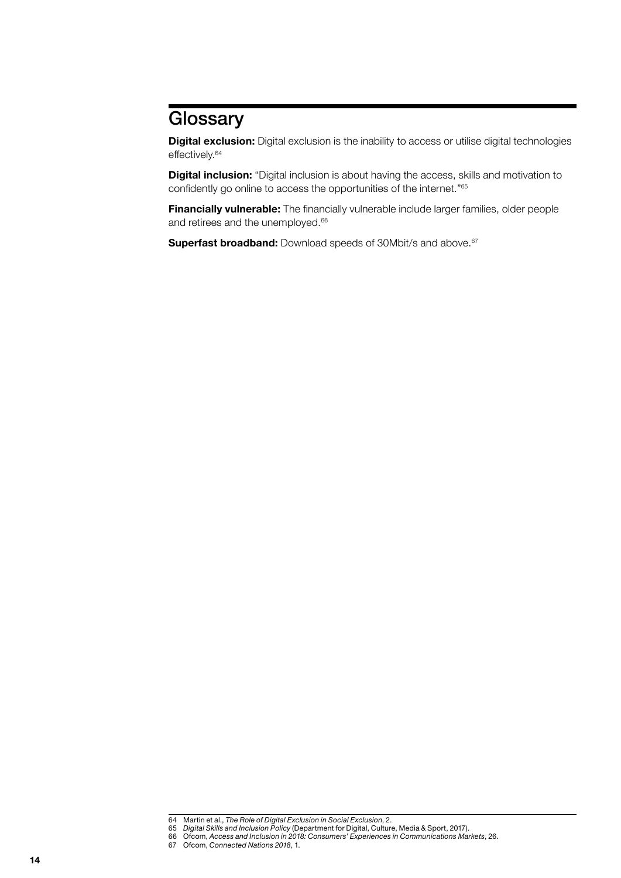# Glossary

**Digital exclusion:** Digital exclusion is the inability to access or utilise digital technologies effectively.[64]

**Digital inclusion:** "Digital inclusion is about having the access, skills and motivation to confidently go online to access the opportunities of the internet."[65]

**Financially vulnerable:** The financially vulnerable include larger families, older people and retirees and the unemployed.[66]

**Superfast broadband:** Download speeds of 30Mbit/s and above.[67]

---

64 Martin et al., *The Role of Digital Exclusion in Social Exclusion*, 2.
65 *Digital Skills and Inclusion Policy* (Department for Digital, Culture, Media & Sport, 2017).
66 Ofcom, *Access and Inclusion in 2018: Consumers' Experiences in Communications Markets*, 26.
67 Ofcom, *Connected Nations 2018*, 1.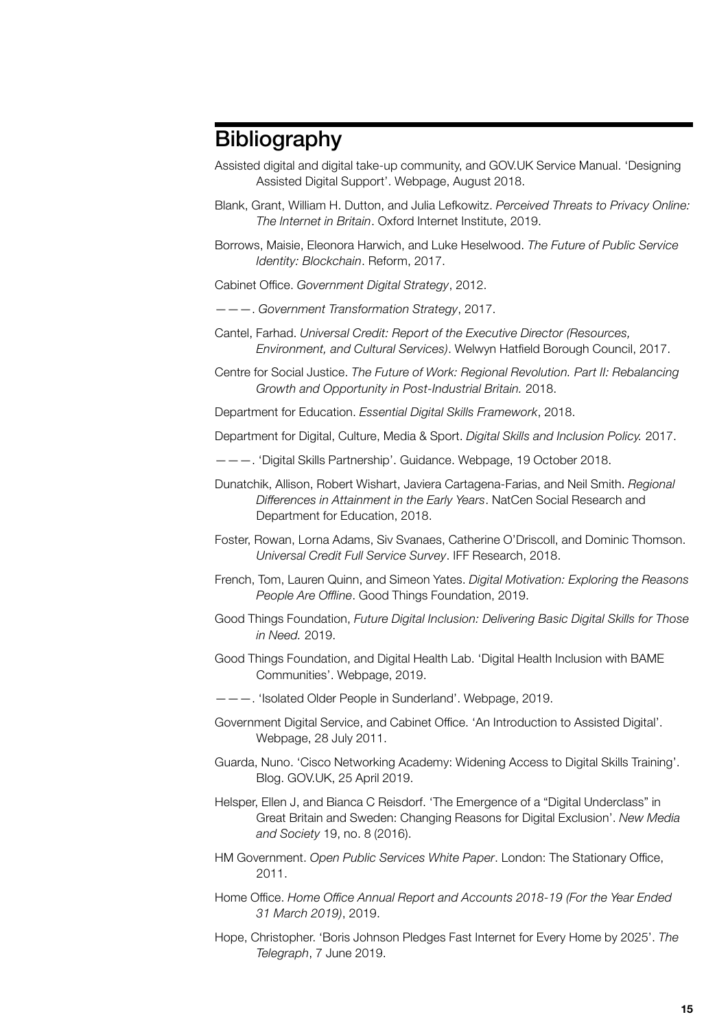## Bibliography

Assisted digital and digital take-up community, and GOV.UK Service Manual. 'Designing Assisted Digital Support'. Webpage, August 2018.

Blank, Grant, William H. Dutton, and Julia Lefkowitz. *Perceived Threats to Privacy Online: The Internet in Britain*. Oxford Internet Institute, 2019.

Borrows, Maisie, Eleonora Harwich, and Luke Heselwood. *The Future of Public Service Identity: Blockchain*. Reform, 2017.

Cabinet Office. *Government Digital Strategy*, 2012.

———. *Government Transformation Strategy*, 2017.

Cantel, Farhad. *Universal Credit: Report of the Executive Director (Resources, Environment, and Cultural Services)*. Welwyn Hatfield Borough Council, 2017.

Centre for Social Justice. *The Future of Work: Regional Revolution. Part II: Rebalancing Growth and Opportunity in Post-Industrial Britain.* 2018.

Department for Education. *Essential Digital Skills Framework*, 2018.

Department for Digital, Culture, Media & Sport. *Digital Skills and Inclusion Policy.* 2017.

———. 'Digital Skills Partnership'. Guidance. Webpage, 19 October 2018.

Dunatchik, Allison, Robert Wishart, Javiera Cartagena-Farias, and Neil Smith. *Regional Differences in Attainment in the Early Years*. NatCen Social Research and Department for Education, 2018.

Foster, Rowan, Lorna Adams, Siv Svanaes, Catherine O'Driscoll, and Dominic Thomson. *Universal Credit Full Service Survey*. IFF Research, 2018.

French, Tom, Lauren Quinn, and Simeon Yates. *Digital Motivation: Exploring the Reasons People Are Offline*. Good Things Foundation, 2019.

Good Things Foundation, *Future Digital Inclusion: Delivering Basic Digital Skills for Those in Need.* 2019.

Good Things Foundation, and Digital Health Lab. 'Digital Health Inclusion with BAME Communities'. Webpage, 2019.

———. 'Isolated Older People in Sunderland'. Webpage, 2019.

Government Digital Service, and Cabinet Office. 'An Introduction to Assisted Digital'. Webpage, 28 July 2011.

Guarda, Nuno. 'Cisco Networking Academy: Widening Access to Digital Skills Training'. Blog. GOV.UK, 25 April 2019.

Helsper, Ellen J, and Bianca C Reisdorf. 'The Emergence of a "Digital Underclass" in Great Britain and Sweden: Changing Reasons for Digital Exclusion'. *New Media and Society* 19, no. 8 (2016).

HM Government. *Open Public Services White Paper*. London: The Stationary Office, 2011.

Home Office. *Home Office Annual Report and Accounts 2018-19 (For the Year Ended 31 March 2019)*, 2019.

Hope, Christopher. 'Boris Johnson Pledges Fast Internet for Every Home by 2025'. *The Telegraph*, 7 June 2019.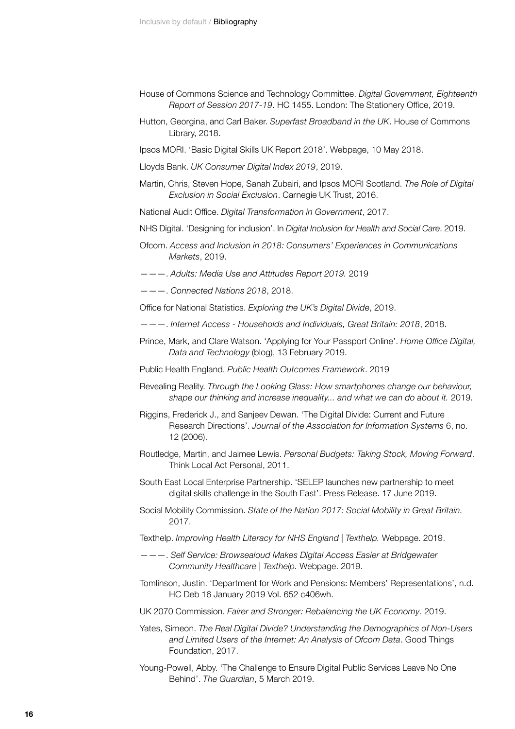House of Commons Science and Technology Committee. *Digital Government, Eighteenth Report of Session 2017-19*. HC 1455. London: The Stationery Office, 2019.

Hutton, Georgina, and Carl Baker. *Superfast Broadband in the UK*. House of Commons Library, 2018.

Ipsos MORI. 'Basic Digital Skills UK Report 2018'. Webpage, 10 May 2018.

Lloyds Bank. *UK Consumer Digital Index 2019*, 2019.

Martin, Chris, Steven Hope, Sanah Zubairi, and Ipsos MORI Scotland. *The Role of Digital Exclusion in Social Exclusion*. Carnegie UK Trust, 2016.

National Audit Office. *Digital Transformation in Government*, 2017.

NHS Digital. 'Designing for inclusion'. In *Digital Inclusion for Health and Social Care*. 2019.

Ofcom. *Access and Inclusion in 2018: Consumers' Experiences in Communications Markets*, 2019.

———. *Adults: Media Use and Attitudes Report 2019.* 2019

———. *Connected Nations 2018*, 2018.

Office for National Statistics. *Exploring the UK's Digital Divide*, 2019.

———. *Internet Access - Households and Individuals, Great Britain: 2018*, 2018.

Prince, Mark, and Clare Watson. 'Applying for Your Passport Online'. *Home Office Digital, Data and Technology* (blog), 13 February 2019.

Public Health England. *Public Health Outcomes Framework*. 2019

Revealing Reality. *Through the Looking Glass: How smartphones change our behaviour, shape our thinking and increase inequality... and what we can do about it.* 2019.

Riggins, Frederick J., and Sanjeev Dewan. 'The Digital Divide: Current and Future Research Directions'. *Journal of the Association for Information Systems* 6, no. 12 (2006).

Routledge, Martin, and Jaimee Lewis. *Personal Budgets: Taking Stock, Moving Forward*. Think Local Act Personal, 2011.

South East Local Enterprise Partnership. 'SELEP launches new partnership to meet digital skills challenge in the South East'. Press Release. 17 June 2019.

Social Mobility Commission. *State of the Nation 2017: Social Mobility in Great Britain.* 2017.

Texthelp. *Improving Health Literacy for NHS England | Texthelp.* Webpage. 2019.

———. *Self Service: Browsealoud Makes Digital Access Easier at Bridgewater Community Healthcare | Texthelp.* Webpage. 2019.

Tomlinson, Justin. 'Department for Work and Pensions: Members' Representations', n.d. HC Deb 16 January 2019 Vol. 652 c406wh.

UK 2070 Commission. *Fairer and Stronger: Rebalancing the UK Economy*. 2019.

Yates, Simeon. *The Real Digital Divide? Understanding the Demographics of Non-Users and Limited Users of the Internet: An Analysis of Ofcom Data*. Good Things Foundation, 2017.

Young-Powell, Abby. 'The Challenge to Ensure Digital Public Services Leave No One Behind'. *The Guardian*, 5 March 2019.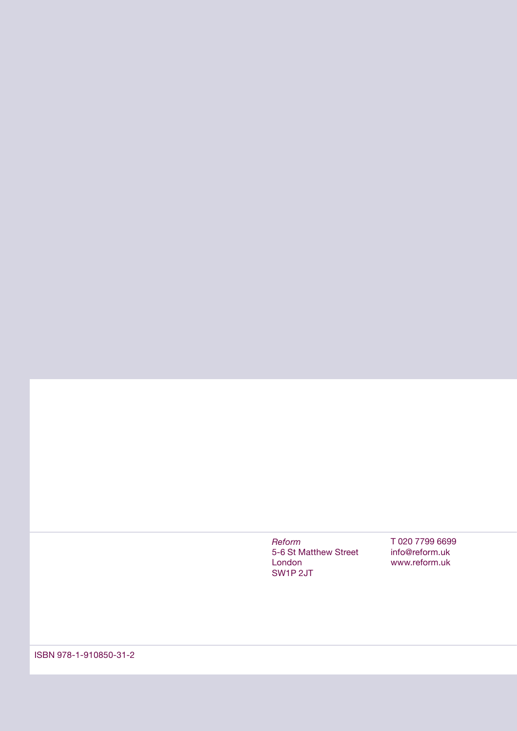*Reform*
5-6 St Matthew Street
London
SW1P 2JT

T 020 7799 6699
info@reform.uk
www.reform.uk

ISBN 978-1-910850-31-2